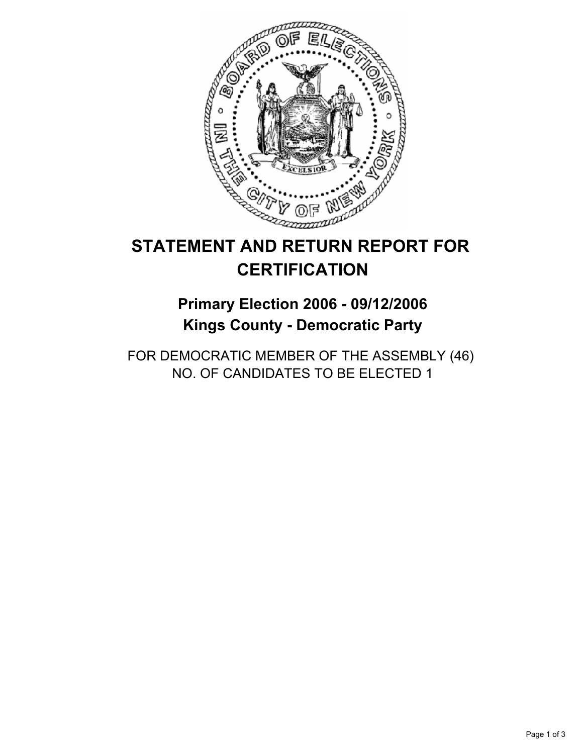# STATEMENT AND RETURN REPORT FOR CERTIFICATION

## Primary Election 2006 - 09/12/2006
## Kings County - Democratic Party

FOR DEMOCRATIC MEMBER OF THE ASSEMBLY (46)
NO. OF CANDIDATES TO BE ELECTED 1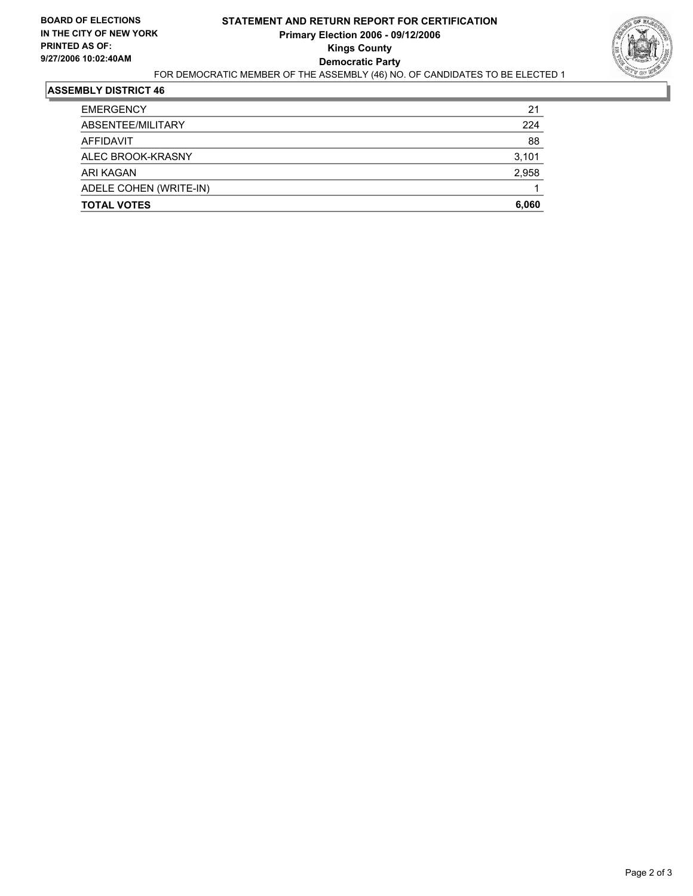**BOARD OF ELECTIONS IN THE CITY OF NEW YORK PRINTED AS OF: 9/27/2006 10:02:40AM**

# STATEMENT AND RETURN REPORT FOR CERTIFICATION
## Primary Election 2006 - 09/12/2006
## Kings County
## Democratic Party

FOR DEMOCRATIC MEMBER OF THE ASSEMBLY (46) NO. OF CANDIDATES TO BE ELECTED 1

### ASSEMBLY DISTRICT 46

| | |
|---|---|
| EMERGENCY | 21 |
| ABSENTEE/MILITARY | 224 |
| AFFIDAVIT | 88 |
| ALEC BROOK-KRASNY | 3,101 |
| ARI KAGAN | 2,958 |
| ADELE COHEN (WRITE-IN) | 1 |
| **TOTAL VOTES** | **6,060** |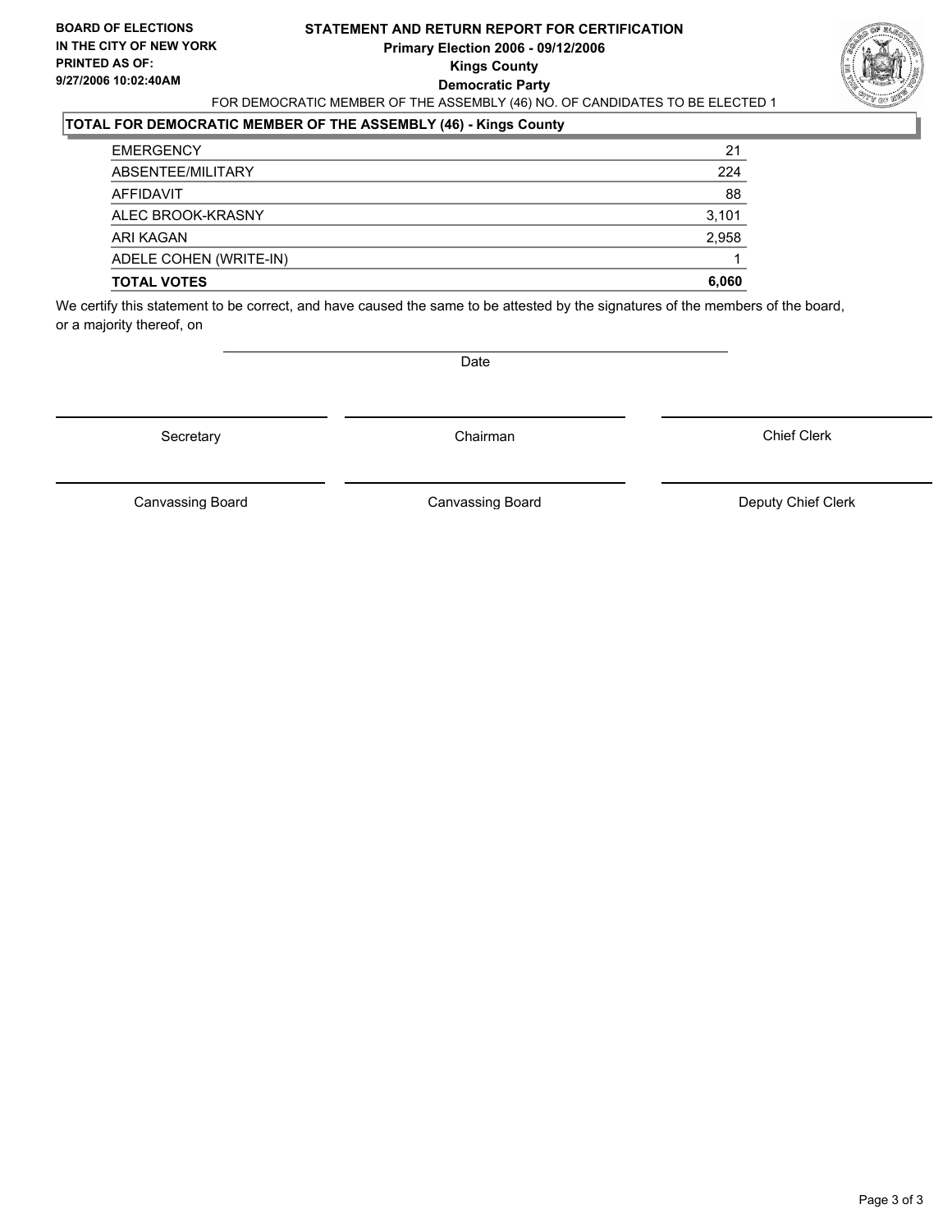**BOARD OF ELECTIONS IN THE CITY OF NEW YORK PRINTED AS OF: 9/27/2006 10:02:40AM**

**STATEMENT AND RETURN REPORT FOR CERTIFICATION**
**Primary Election 2006 - 09/12/2006**
**Kings County**
**Democratic Party**

FOR DEMOCRATIC MEMBER OF THE ASSEMBLY (46) NO. OF CANDIDATES TO BE ELECTED 1

**TOTAL FOR DEMOCRATIC MEMBER OF THE ASSEMBLY (46) - Kings County**

| | |
|---|---|
| EMERGENCY | 21 |
| ABSENTEE/MILITARY | 224 |
| AFFIDAVIT | 88 |
| ALEC BROOK-KRASNY | 3,101 |
| ARI KAGAN | 2,958 |
| ADELE COHEN (WRITE-IN) | 1 |
| **TOTAL VOTES** | **6,060** |

We certify this statement to be correct, and have caused the same to be attested by the signatures of the members of the board, or a majority thereof, on

Date

Secretary

Chairman

Chief Clerk

Canvassing Board

Canvassing Board

Deputy Chief Clerk